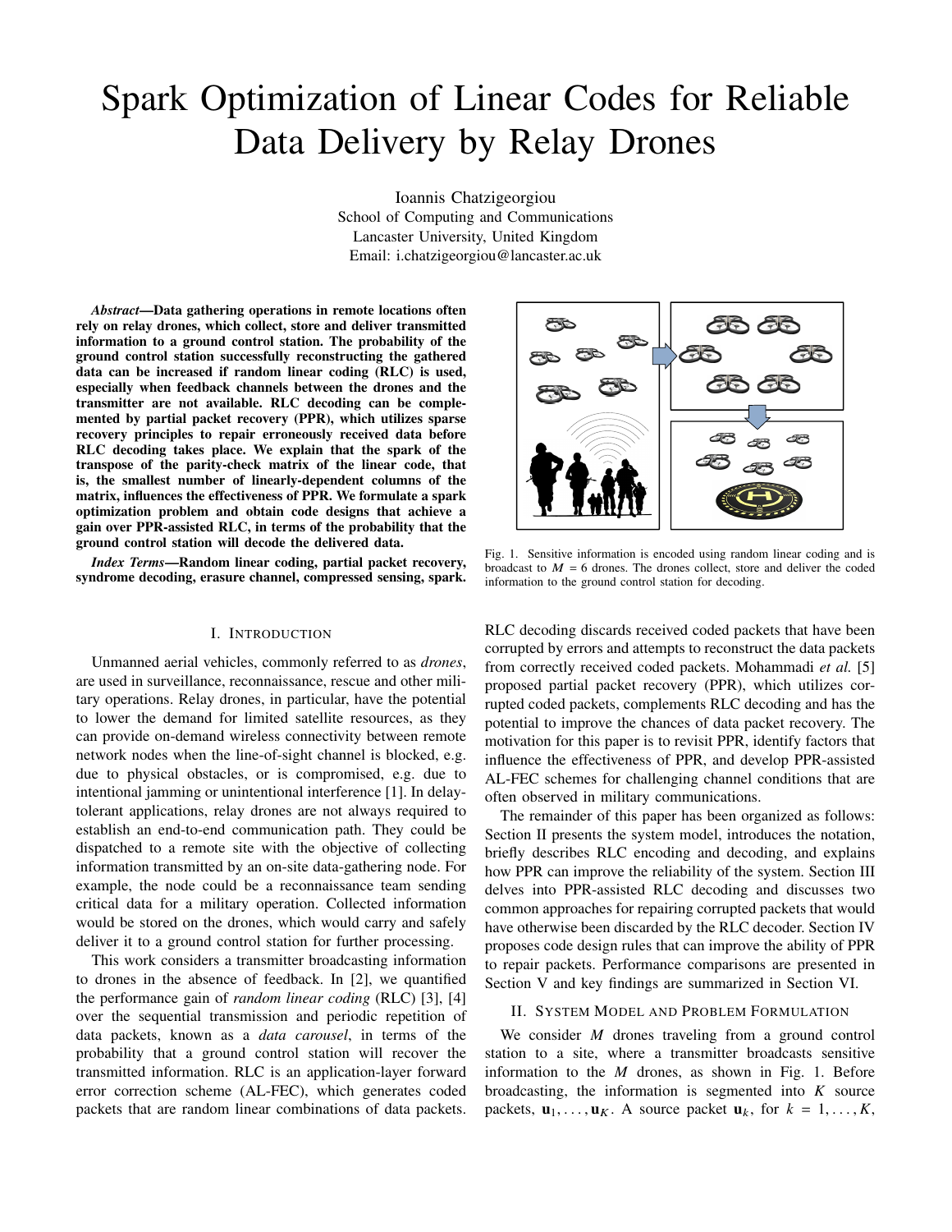# Spark Optimization of Linear Codes for Reliable Data Delivery by Relay Drones

Ioannis Chatzigeorgiou
School of Computing and Communications
Lancaster University, United Kingdom
Email: i.chatzigeorgiou@lancaster.ac.uk

***Abstract*—Data gathering operations in remote locations often rely on relay drones, which collect, store and deliver transmitted information to a ground control station. The probability of the ground control station successfully reconstructing the gathered data can be increased if random linear coding (RLC) is used, especially when feedback channels between the drones and the transmitter are not available. RLC decoding can be complemented by partial packet recovery (PPR), which utilizes sparse recovery principles to repair erroneously received data before RLC decoding takes place. We explain that the spark of the transpose of the parity-check matrix of the linear code, that is, the smallest number of linearly-dependent columns of the matrix, influences the effectiveness of PPR. We formulate a spark optimization problem and obtain code designs that achieve a gain over PPR-assisted RLC, in terms of the probability that the ground control station will decode the delivered data.**

***Index Terms*—Random linear coding, partial packet recovery, syndrome decoding, erasure channel, compressed sensing, spark.**

Fig. 1. Sensitive information is encoded using random linear coding and is broadcast to $M = 6$ drones. The drones collect, store and deliver the coded information to the ground control station for decoding.

## I. Introduction

Unmanned aerial vehicles, commonly referred to as *drones*, are used in surveillance, reconnaissance, rescue and other military operations. Relay drones, in particular, have the potential to lower the demand for limited satellite resources, as they can provide on-demand wireless connectivity between remote network nodes when the line-of-sight channel is blocked, e.g. due to physical obstacles, or is compromised, e.g. due to intentional jamming or unintentional interference [1]. In delay-tolerant applications, relay drones are not always required to establish an end-to-end communication path. They could be dispatched to a remote site with the objective of collecting information transmitted by an on-site data-gathering node. For example, the node could be a reconnaissance team sending critical data for a military operation. Collected information would be stored on the drones, which would carry and safely deliver it to a ground control station for further processing.

This work considers a transmitter broadcasting information to drones in the absence of feedback. In [2], we quantified the performance gain of *random linear coding* (RLC) [3], [4] over the sequential transmission and periodic repetition of data packets, known as a *data carousel*, in terms of the probability that a ground control station will recover the transmitted information. RLC is an application-layer forward error correction scheme (AL-FEC), which generates coded packets that are random linear combinations of data packets. RLC decoding discards received coded packets that have been corrupted by errors and attempts to reconstruct the data packets from correctly received coded packets. Mohammadi *et al.* [5] proposed partial packet recovery (PPR), which utilizes corrupted coded packets, complements RLC decoding and has the potential to improve the chances of data packet recovery. The motivation for this paper is to revisit PPR, identify factors that influence the effectiveness of PPR, and develop PPR-assisted AL-FEC schemes for challenging channel conditions that are often observed in military communications.

The remainder of this paper has been organized as follows: Section II presents the system model, introduces the notation, briefly describes RLC encoding and decoding, and explains how PPR can improve the reliability of the system. Section III delves into PPR-assisted RLC decoding and discusses two common approaches for repairing corrupted packets that would have otherwise been discarded by the RLC decoder. Section IV proposes code design rules that can improve the ability of PPR to repair packets. Performance comparisons are presented in Section V and key findings are summarized in Section VI.

## II. System Model and Problem Formulation

We consider $M$ drones traveling from a ground control station to a site, where a transmitter broadcasts sensitive information to the $M$ drones, as shown in Fig. 1. Before broadcasting, the information is segmented into $K$ source packets, $\mathbf{u}_1, \ldots, \mathbf{u}_K$. A source packet $\mathbf{u}_k$, for $k = 1, \ldots, K$,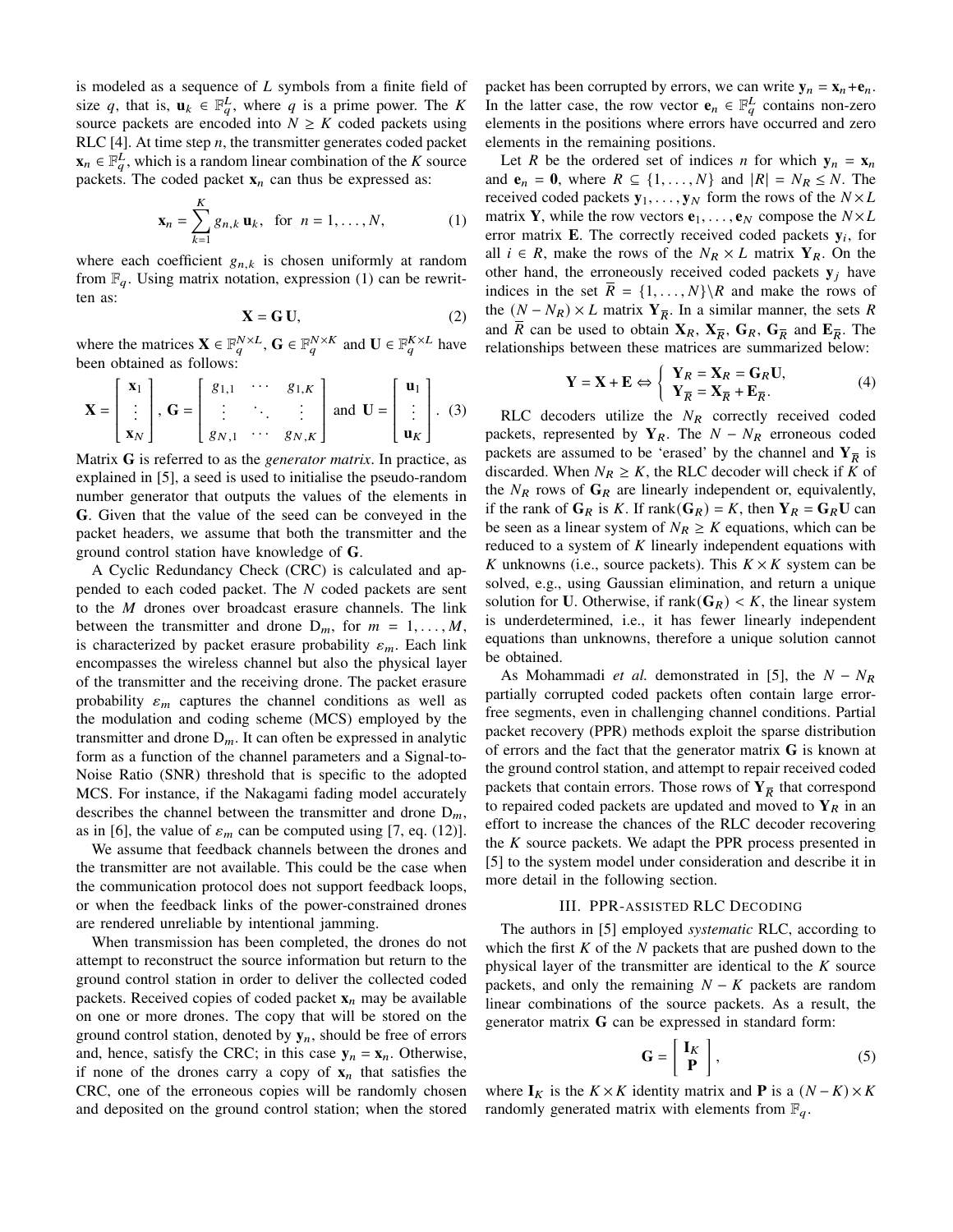is modeled as a sequence of $L$ symbols from a finite field of size $q$, that is, $\mathbf{u}_k \in \mathbb{F}_q^L$, where $q$ is a prime power. The $K$ source packets are encoded into $N \geq K$ coded packets using RLC [4]. At time step $n$, the transmitter generates coded packet $\mathbf{x}_n \in \mathbb{F}_q^L$, which is a random linear combination of the $K$ source packets. The coded packet $\mathbf{x}_n$ can thus be expressed as:

$$\mathbf{x}_n = \sum_{k=1}^{K} g_{n,k}\, \mathbf{u}_k, \quad \text{for } n = 1, \ldots, N, \tag{1}$$

where each coefficient $g_{n,k}$ is chosen uniformly at random from $\mathbb{F}_q$. Using matrix notation, expression (1) can be rewritten as:

$$\mathbf{X} = \mathbf{G}\,\mathbf{U}, \tag{2}$$

where the matrices $\mathbf{X} \in \mathbb{F}_q^{N \times L}$, $\mathbf{G} \in \mathbb{F}_q^{N \times K}$ and $\mathbf{U} \in \mathbb{F}_q^{K \times L}$ have been obtained as follows:

$$\mathbf{X} = \begin{bmatrix} \mathbf{x}_1 \\ \vdots \\ \mathbf{x}_N \end{bmatrix}, \; \mathbf{G} = \begin{bmatrix} g_{1,1} & \cdots & g_{1,K} \\ \vdots & \ddots & \vdots \\ g_{N,1} & \cdots & g_{N,K} \end{bmatrix} \text{ and } \mathbf{U} = \begin{bmatrix} \mathbf{u}_1 \\ \vdots \\ \mathbf{u}_K \end{bmatrix}. \tag{3}$$

Matrix $\mathbf{G}$ is referred to as the *generator matrix*. In practice, as explained in [5], a seed is used to initialise the pseudo-random number generator that outputs the values of the elements in $\mathbf{G}$. Given that the value of the seed can be conveyed in the packet headers, we assume that both the transmitter and the ground control station have knowledge of $\mathbf{G}$.

A Cyclic Redundancy Check (CRC) is calculated and appended to each coded packet. The $N$ coded packets are sent to the $M$ drones over broadcast erasure channels. The link between the transmitter and drone $\mathrm{D}_m$, for $m = 1, \ldots, M$, is characterized by packet erasure probability $\varepsilon_m$. Each link encompasses the wireless channel but also the physical layer of the transmitter and the receiving drone. The packet erasure probability $\varepsilon_m$ captures the channel conditions as well as the modulation and coding scheme (MCS) employed by the transmitter and drone $\mathrm{D}_m$. It can often be expressed in analytic form as a function of the channel parameters and a Signal-to-Noise Ratio (SNR) threshold that is specific to the adopted MCS. For instance, if the Nakagami fading model accurately describes the channel between the transmitter and drone $\mathrm{D}_m$, as in [6], the value of $\varepsilon_m$ can be computed using [7, eq. (12)].

We assume that feedback channels between the drones and the transmitter are not available. This could be the case when the communication protocol does not support feedback loops, or when the feedback links of the power-constrained drones are rendered unreliable by intentional jamming.

When transmission has been completed, the drones do not attempt to reconstruct the source information but return to the ground control station in order to deliver the collected coded packets. Received copies of coded packet $\mathbf{x}_n$ may be available on one or more drones. The copy that will be stored on the ground control station, denoted by $\mathbf{y}_n$, should be free of errors and, hence, satisfy the CRC; in this case $\mathbf{y}_n = \mathbf{x}_n$. Otherwise, if none of the drones carry a copy of $\mathbf{x}_n$ that satisfies the CRC, one of the erroneous copies will be randomly chosen and deposited on the ground control station; when the stored packet has been corrupted by errors, we can write $\mathbf{y}_n = \mathbf{x}_n + \mathbf{e}_n$. In the latter case, the row vector $\mathbf{e}_n \in \mathbb{F}_q^L$ contains non-zero elements in the positions where errors have occurred and zero elements in the remaining positions.

Let $R$ be the ordered set of indices $n$ for which $\mathbf{y}_n = \mathbf{x}_n$ and $\mathbf{e}_n = \mathbf{0}$, where $R \subseteq \{1, \ldots, N\}$ and $|R| = N_R \leq N$. The received coded packets $\mathbf{y}_1, \ldots, \mathbf{y}_N$ form the rows of the $N \times L$ matrix $\mathbf{Y}$, while the row vectors $\mathbf{e}_1, \ldots, \mathbf{e}_N$ compose the $N \times L$ error matrix $\mathbf{E}$. The correctly received coded packets $\mathbf{y}_i$, for all $i \in R$, make the rows of the $N_R \times L$ matrix $\mathbf{Y}_R$. On the other hand, the erroneously received coded packets $\mathbf{y}_j$ have indices in the set $\overline{R} = \{1, \ldots, N\} \backslash R$ and make the rows of the $(N - N_R) \times L$ matrix $\mathbf{Y}_{\overline{R}}$. In a similar manner, the sets $R$ and $\overline{R}$ can be used to obtain $\mathbf{X}_R$, $\mathbf{X}_{\overline{R}}$, $\mathbf{G}_R$, $\mathbf{G}_{\overline{R}}$ and $\mathbf{E}_{\overline{R}}$. The relationships between these matrices are summarized below:

$$\mathbf{Y} = \mathbf{X} + \mathbf{E} \Leftrightarrow \begin{cases} \mathbf{Y}_R = \mathbf{X}_R = \mathbf{G}_R \mathbf{U}, \\ \mathbf{Y}_{\overline{R}} = \mathbf{X}_{\overline{R}} + \mathbf{E}_{\overline{R}}. \end{cases} \tag{4}$$

RLC decoders utilize the $N_R$ correctly received coded packets, represented by $\mathbf{Y}_R$. The $N - N_R$ erroneous coded packets are assumed to be 'erased' by the channel and $\mathbf{Y}_{\overline{R}}$ is discarded. When $N_R \geq K$, the RLC decoder will check if $K$ of the $N_R$ rows of $\mathbf{G}_R$ are linearly independent or, equivalently, if the rank of $\mathbf{G}_R$ is $K$. If $\operatorname{rank}(\mathbf{G}_R) = K$, then $\mathbf{Y}_R = \mathbf{G}_R \mathbf{U}$ can be seen as a linear system of $N_R \geq K$ equations, which can be reduced to a system of $K$ linearly independent equations with $K$ unknowns (i.e., source packets). This $K \times K$ system can be solved, e.g., using Gaussian elimination, and return a unique solution for $\mathbf{U}$. Otherwise, if $\operatorname{rank}(\mathbf{G}_R) < K$, the linear system is underdetermined, i.e., it has fewer linearly independent equations than unknowns, therefore a unique solution cannot be obtained.

As Mohammadi *et al.* demonstrated in [5], the $N - N_R$ partially corrupted coded packets often contain large error-free segments, even in challenging channel conditions. Partial packet recovery (PPR) methods exploit the sparse distribution of errors and the fact that the generator matrix $\mathbf{G}$ is known at the ground control station, and attempt to repair received coded packets that contain errors. Those rows of $\mathbf{Y}_{\overline{R}}$ that correspond to repaired coded packets are updated and moved to $\mathbf{Y}_R$ in an effort to increase the chances of the RLC decoder recovering the $K$ source packets. We adapt the PPR process presented in [5] to the system model under consideration and describe it in more detail in the following section.

## III. PPR-assisted RLC Decoding

The authors in [5] employed *systematic* RLC, according to which the first $K$ of the $N$ packets that are pushed down to the physical layer of the transmitter are identical to the $K$ source packets, and only the remaining $N - K$ packets are random linear combinations of the source packets. As a result, the generator matrix $\mathbf{G}$ can be expressed in standard form:

$$\mathbf{G} = \begin{bmatrix} \mathbf{I}_K \\ \mathbf{P} \end{bmatrix}, \tag{5}$$

where $\mathbf{I}_K$ is the $K \times K$ identity matrix and $\mathbf{P}$ is a $(N - K) \times K$ randomly generated matrix with elements from $\mathbb{F}_q$.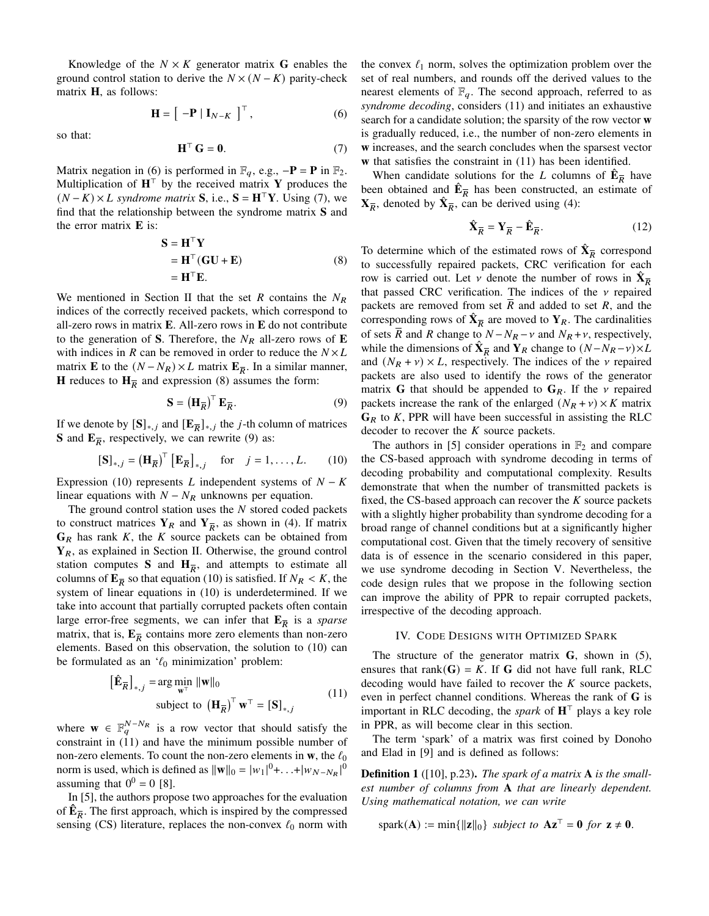Knowledge of the $N \times K$ generator matrix $\mathbf{G}$ enables the ground control station to derive the $N \times (N-K)$ parity-check matrix $\mathbf{H}$, as follows:

$$\mathbf{H} = \left[\ -\mathbf{P} \mid \mathbf{I}_{N-K}\ \right]^\top, \tag{6}$$

so that:

$$\mathbf{H}^\top \mathbf{G} = \mathbf{0}. \tag{7}$$

Matrix negation in (6) is performed in $\mathbb{F}_q$, e.g., $-\mathbf{P} = \mathbf{P}$ in $\mathbb{F}_2$. Multiplication of $\mathbf{H}^\top$ by the received matrix $\mathbf{Y}$ produces the $(N-K) \times L$ *syndrome matrix* $\mathbf{S}$, i.e., $\mathbf{S} = \mathbf{H}^\top \mathbf{Y}$. Using (7), we find that the relationship between the syndrome matrix $\mathbf{S}$ and the error matrix $\mathbf{E}$ is:

$$\begin{aligned} \mathbf{S} &= \mathbf{H}^\top \mathbf{Y} \\ &= \mathbf{H}^\top (\mathbf{G}\mathbf{U} + \mathbf{E}) \\ &= \mathbf{H}^\top \mathbf{E}. \end{aligned} \tag{8}$$

We mentioned in Section II that the set $R$ contains the $N_R$ indices of the correctly received packets, which correspond to all-zero rows in matrix $\mathbf{E}$. All-zero rows in $\mathbf{E}$ do not contribute to the generation of $\mathbf{S}$. Therefore, the $N_R$ all-zero rows of $\mathbf{E}$ with indices in $R$ can be removed in order to reduce the $N \times L$ matrix $\mathbf{E}$ to the $(N - N_R) \times L$ matrix $\mathbf{E}_{\overline{R}}$. In a similar manner, $\mathbf{H}$ reduces to $\mathbf{H}_{\overline{R}}$ and expression (8) assumes the form:

$$\mathbf{S} = \left(\mathbf{H}_{\overline{R}}\right)^\top \mathbf{E}_{\overline{R}}. \tag{9}$$

If we denote by $[\mathbf{S}]_{*,j}$ and $[\mathbf{E}_{\overline{R}}]_{*,j}$ the $j$-th column of matrices $\mathbf{S}$ and $\mathbf{E}_{\overline{R}}$, respectively, we can rewrite (9) as:

$$[\mathbf{S}]_{*,j} = \left(\mathbf{H}_{\overline{R}}\right)^\top \left[\mathbf{E}_{\overline{R}}\right]_{*,j} \quad \text{for} \quad j = 1, \ldots, L. \tag{10}$$

Expression (10) represents $L$ independent systems of $N - K$ linear equations with $N - N_R$ unknowns per equation.

The ground control station uses the $N$ stored coded packets to construct matrices $\mathbf{Y}_R$ and $\mathbf{Y}_{\overline{R}}$, as shown in (4). If matrix $\mathbf{G}_R$ has rank $K$, the $K$ source packets can be obtained from $\mathbf{Y}_R$, as explained in Section II. Otherwise, the ground control station computes $\mathbf{S}$ and $\mathbf{H}_{\overline{R}}$, and attempts to estimate all columns of $\mathbf{E}_{\overline{R}}$ so that equation (10) is satisfied. If $N_R < K$, the system of linear equations in (10) is underdetermined. If we take into account that partially corrupted packets often contain large error-free segments, we can infer that $\mathbf{E}_{\overline{R}}$ is a *sparse* matrix, that is, $\mathbf{E}_{\overline{R}}$ contains more zero elements than non-zero elements. Based on this observation, the solution to (10) can be formulated as an '$\ell_0$ minimization' problem:

$$\begin{aligned} \left[\hat{\mathbf{E}}_{\overline{R}}\right]_{*,j} = &\arg\min_{\mathbf{w}^\top} \|\mathbf{w}\|_0 \\ &\text{subject to } \left(\mathbf{H}_{\overline{R}}\right)^\top \mathbf{w}^\top = [\mathbf{S}]_{*,j} \end{aligned} \tag{11}$$

where $\mathbf{w} \in \mathbb{F}_q^{N-N_R}$ is a row vector that should satisfy the constraint in (11) and have the minimum possible number of non-zero elements. To count the non-zero elements in $\mathbf{w}$, the $\ell_0$ norm is used, which is defined as $\|\mathbf{w}\|_0 = |w_1|^0 + \ldots + |w_{N-N_R}|^0$ assuming that $0^0 = 0$ [8].

In [5], the authors propose two approaches for the evaluation of $\hat{\mathbf{E}}_{\overline{R}}$. The first approach, which is inspired by the compressed sensing (CS) literature, replaces the non-convex $\ell_0$ norm with the convex $\ell_1$ norm, solves the optimization problem over the set of real numbers, and rounds off the derived values to the nearest elements of $\mathbb{F}_q$. The second approach, referred to as *syndrome decoding*, considers (11) and initiates an exhaustive search for a candidate solution; the sparsity of the row vector $\mathbf{w}$ is gradually reduced, i.e., the number of non-zero elements in $\mathbf{w}$ increases, and the search concludes when the sparsest vector $\mathbf{w}$ that satisfies the constraint in (11) has been identified.

When candidate solutions for the $L$ columns of $\hat{\mathbf{E}}_{\overline{R}}$ have been obtained and $\hat{\mathbf{E}}_{\overline{R}}$ has been constructed, an estimate of $\mathbf{X}_{\overline{R}}$, denoted by $\hat{\mathbf{X}}_{\overline{R}}$, can be derived using (4):

$$\hat{\mathbf{X}}_{\overline{R}} = \mathbf{Y}_{\overline{R}} - \hat{\mathbf{E}}_{\overline{R}}. \tag{12}$$

To determine which of the estimated rows of $\hat{\mathbf{X}}_{\overline{R}}$ correspond to successfully repaired packets, CRC verification for each row is carried out. Let $\nu$ denote the number of rows in $\hat{\mathbf{X}}_{\overline{R}}$ that passed CRC verification. The indices of the $\nu$ repaired packets are removed from set $\overline{R}$ and added to set $R$, and the corresponding rows of $\hat{\mathbf{X}}_{\overline{R}}$ are moved to $\mathbf{Y}_R$. The cardinalities of sets $\overline{R}$ and $R$ change to $N - N_R - \nu$ and $N_R + \nu$, respectively, while the dimensions of $\hat{\mathbf{X}}_{\overline{R}}$ and $\mathbf{Y}_R$ change to $(N - N_R - \nu) \times L$ and $(N_R + \nu) \times L$, respectively. The indices of the $\nu$ repaired packets are also used to identify the rows of the generator matrix $\mathbf{G}$ that should be appended to $\mathbf{G}_R$. If the $\nu$ repaired packets increase the rank of the enlarged $(N_R + \nu) \times K$ matrix $\mathbf{G}_R$ to $K$, PPR will have been successful in assisting the RLC decoder to recover the $K$ source packets.

The authors in [5] consider operations in $\mathbb{F}_2$ and compare the CS-based approach with syndrome decoding in terms of decoding probability and computational complexity. Results demonstrate that when the number of transmitted packets is fixed, the CS-based approach can recover the $K$ source packets with a slightly higher probability than syndrome decoding for a broad range of channel conditions but at a significantly higher computational cost. Given that the timely recovery of sensitive data is of essence in the scenario considered in this paper, we use syndrome decoding in Section V. Nevertheless, the code design rules that we propose in the following section can improve the ability of PPR to repair corrupted packets, irrespective of the decoding approach.

## IV. Code Designs with Optimized Spark

The structure of the generator matrix $\mathbf{G}$, shown in (5), ensures that $\text{rank}(\mathbf{G}) = K$. If $\mathbf{G}$ did not have full rank, RLC decoding would have failed to recover the $K$ source packets, even in perfect channel conditions. Whereas the rank of $\mathbf{G}$ is important in RLC decoding, the *spark* of $\mathbf{H}^\top$ plays a key role in PPR, as will become clear in this section.

The term 'spark' of a matrix was first coined by Donoho and Elad in [9] and is defined as follows:

**Definition 1** ([10], p.23)**.** *The spark of a matrix* $\mathbf{A}$ *is the smallest number of columns from* $\mathbf{A}$ *that are linearly dependent. Using mathematical notation, we can write*

$$\text{spark}(\mathbf{A}) := \min\{\|\mathbf{z}\|_0\} \text{ subject to } \mathbf{A}\mathbf{z}^\top = \mathbf{0} \text{ for } \mathbf{z} \neq \mathbf{0}.$$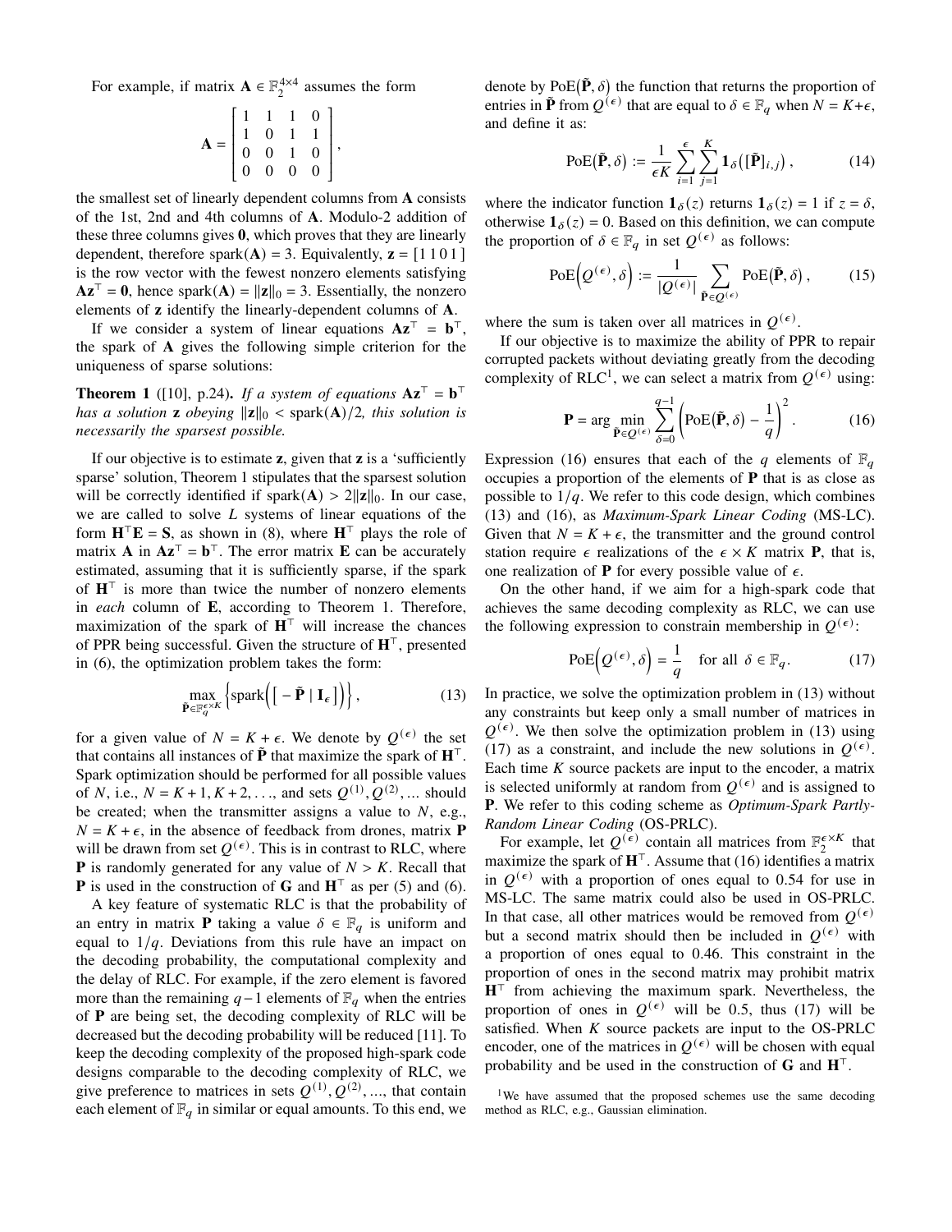For example, if matrix $\mathbf{A} \in \mathbb{F}_2^{4\times 4}$ assumes the form

$$\mathbf{A} = \begin{bmatrix} 1 & 1 & 1 & 0 \\ 1 & 0 & 1 & 1 \\ 0 & 0 & 1 & 0 \\ 0 & 0 & 0 & 0 \end{bmatrix},$$

the smallest set of linearly dependent columns from $\mathbf{A}$ consists of the 1st, 2nd and 4th columns of $\mathbf{A}$. Modulo-2 addition of these three columns gives $\mathbf{0}$, which proves that they are linearly dependent, therefore $\mathrm{spark}(\mathbf{A}) = 3$. Equivalently, $\mathbf{z} = [1\,1\,0\,1\,]$ is the row vector with the fewest nonzero elements satisfying $\mathbf{A}\mathbf{z}^\top = \mathbf{0}$, hence $\mathrm{spark}(\mathbf{A}) = \|\mathbf{z}\|_0 = 3$. Essentially, the nonzero elements of $\mathbf{z}$ identify the linearly-dependent columns of $\mathbf{A}$.

If we consider a system of linear equations $\mathbf{A}\mathbf{z}^\top = \mathbf{b}^\top$, the spark of $\mathbf{A}$ gives the following simple criterion for the uniqueness of sparse solutions:

**Theorem 1** ([10], p.24). *If a system of equations $\mathbf{A}\mathbf{z}^\top = \mathbf{b}^\top$ has a solution $\mathbf{z}$ obeying $\|\mathbf{z}\|_0 < \mathrm{spark}(\mathbf{A})/2$, this solution is necessarily the sparsest possible.*

If our objective is to estimate $\mathbf{z}$, given that $\mathbf{z}$ is a 'sufficiently sparse' solution, Theorem 1 stipulates that the sparsest solution will be correctly identified if $\mathrm{spark}(\mathbf{A}) > 2\|\mathbf{z}\|_0$. In our case, we are called to solve $L$ systems of linear equations of the form $\mathbf{H}^\top\mathbf{E} = \mathbf{S}$, as shown in (8), where $\mathbf{H}^\top$ plays the role of matrix $\mathbf{A}$ in $\mathbf{A}\mathbf{z}^\top = \mathbf{b}^\top$. The error matrix $\mathbf{E}$ can be accurately estimated, assuming that it is sufficiently sparse, if the spark of $\mathbf{H}^\top$ is more than twice the number of nonzero elements in *each* column of $\mathbf{E}$, according to Theorem 1. Therefore, maximization of the spark of $\mathbf{H}^\top$ will increase the chances of PPR being successful. Given the structure of $\mathbf{H}^\top$, presented in (6), the optimization problem takes the form:

$$\max_{\tilde{\mathbf{P}} \in \mathbb{F}_q^{\epsilon\times K}} \left\{ \mathrm{spark}\Big(\big[\,-\tilde{\mathbf{P}} \mid \mathbf{I}_\epsilon\,\big]\Big) \right\}, \tag{13}$$

for a given value of $N = K + \epsilon$. We denote by $Q^{(\epsilon)}$ the set that contains all instances of $\tilde{\mathbf{P}}$ that maximize the spark of $\mathbf{H}^\top$. Spark optimization should be performed for all possible values of $N$, i.e., $N = K+1, K+2, \ldots$, and sets $Q^{(1)}, Q^{(2)}, \ldots$ should be created; when the transmitter assigns a value to $N$, e.g., $N = K + \epsilon$, in the absence of feedback from drones, matrix $\mathbf{P}$ will be drawn from set $Q^{(\epsilon)}$. This is in contrast to RLC, where $\mathbf{P}$ is randomly generated for any value of $N > K$. Recall that $\mathbf{P}$ is used in the construction of $\mathbf{G}$ and $\mathbf{H}^\top$ as per (5) and (6).

A key feature of systematic RLC is that the probability of an entry in matrix $\mathbf{P}$ taking a value $\delta \in \mathbb{F}_q$ is uniform and equal to $1/q$. Deviations from this rule have an impact on the decoding probability, the computational complexity and the delay of RLC. For example, if the zero element is favored more than the remaining $q-1$ elements of $\mathbb{F}_q$ when the entries of $\mathbf{P}$ are being set, the decoding complexity of RLC will be decreased but the decoding probability will be reduced [11]. To keep the decoding complexity of the proposed high-spark code designs comparable to the decoding complexity of RLC, we give preference to matrices in sets $Q^{(1)}, Q^{(2)}, \ldots$, that contain each element of $\mathbb{F}_q$ in similar or equal amounts. To this end, we denote by $\mathrm{PoE}(\tilde{\mathbf{P}}, \delta)$ the function that returns the proportion of entries in $\tilde{\mathbf{P}}$ from $Q^{(\epsilon)}$ that are equal to $\delta \in \mathbb{F}_q$ when $N = K+\epsilon$, and define it as:

$$\mathrm{PoE}(\tilde{\mathbf{P}}, \delta) := \frac{1}{\epsilon K} \sum_{i=1}^{\epsilon} \sum_{j=1}^{K} \mathbf{1}_\delta\big([\tilde{\mathbf{P}}]_{i,j}\big), \tag{14}$$

where the indicator function $\mathbf{1}_\delta(z)$ returns $\mathbf{1}_\delta(z) = 1$ if $z = \delta$, otherwise $\mathbf{1}_\delta(z) = 0$. Based on this definition, we can compute the proportion of $\delta \in \mathbb{F}_q$ in set $Q^{(\epsilon)}$ as follows:

$$\mathrm{PoE}\Big(Q^{(\epsilon)}, \delta\Big) := \frac{1}{|Q^{(\epsilon)}|} \sum_{\tilde{\mathbf{P}} \in Q^{(\epsilon)}} \mathrm{PoE}(\tilde{\mathbf{P}}, \delta), \tag{15}$$

where the sum is taken over all matrices in $Q^{(\epsilon)}$.

If our objective is to maximize the ability of PPR to repair corrupted packets without deviating greatly from the decoding complexity of RLC[1], we can select a matrix from $Q^{(\epsilon)}$ using:

$$\mathbf{P} = \arg\min_{\tilde{\mathbf{P}} \in Q^{(\epsilon)}} \sum_{\delta=0}^{q-1} \left( \mathrm{PoE}(\tilde{\mathbf{P}}, \delta) - \frac{1}{q} \right)^2. \tag{16}$$

Expression (16) ensures that each of the $q$ elements of $\mathbb{F}_q$ occupies a proportion of the elements of $\mathbf{P}$ that is as close as possible to $1/q$. We refer to this code design, which combines (13) and (16), as *Maximum-Spark Linear Coding* (MS-LC). Given that $N = K + \epsilon$, the transmitter and the ground control station require $\epsilon$ realizations of the $\epsilon \times K$ matrix $\mathbf{P}$, that is, one realization of $\mathbf{P}$ for every possible value of $\epsilon$.

On the other hand, if we aim for a high-spark code that achieves the same decoding complexity as RLC, we can use the following expression to constrain membership in $Q^{(\epsilon)}$:

$$\mathrm{PoE}\Big(Q^{(\epsilon)}, \delta\Big) = \frac{1}{q} \quad \text{for all } \delta \in \mathbb{F}_q. \tag{17}$$

In practice, we solve the optimization problem in (13) without any constraints but keep only a small number of matrices in $Q^{(\epsilon)}$. We then solve the optimization problem in (13) using (17) as a constraint, and include the new solutions in $Q^{(\epsilon)}$. Each time $K$ source packets are input to the encoder, a matrix is selected uniformly at random from $Q^{(\epsilon)}$ and is assigned to $\mathbf{P}$. We refer to this coding scheme as *Optimum-Spark Partly-Random Linear Coding* (OS-PRLC).

For example, let $Q^{(\epsilon)}$ contain all matrices from $\mathbb{F}_2^{\epsilon\times K}$ that maximize the spark of $\mathbf{H}^\top$. Assume that (16) identifies a matrix in $Q^{(\epsilon)}$ with a proportion of ones equal to 0.54 for use in MS-LC. The same matrix could also be used in OS-PRLC. In that case, all other matrices would be removed from $Q^{(\epsilon)}$ but a second matrix should then be included in $Q^{(\epsilon)}$ with a proportion of ones equal to 0.46. This constraint in the proportion of ones in the second matrix may prohibit matrix $\mathbf{H}^\top$ from achieving the maximum spark. Nevertheless, the proportion of ones in $Q^{(\epsilon)}$ will be 0.5, thus (17) will be satisfied. When $K$ source packets are input to the OS-PRLC encoder, one of the matrices in $Q^{(\epsilon)}$ will be chosen with equal probability and be used in the construction of $\mathbf{G}$ and $\mathbf{H}^\top$.

[1] We have assumed that the proposed schemes use the same decoding method as RLC, e.g., Gaussian elimination.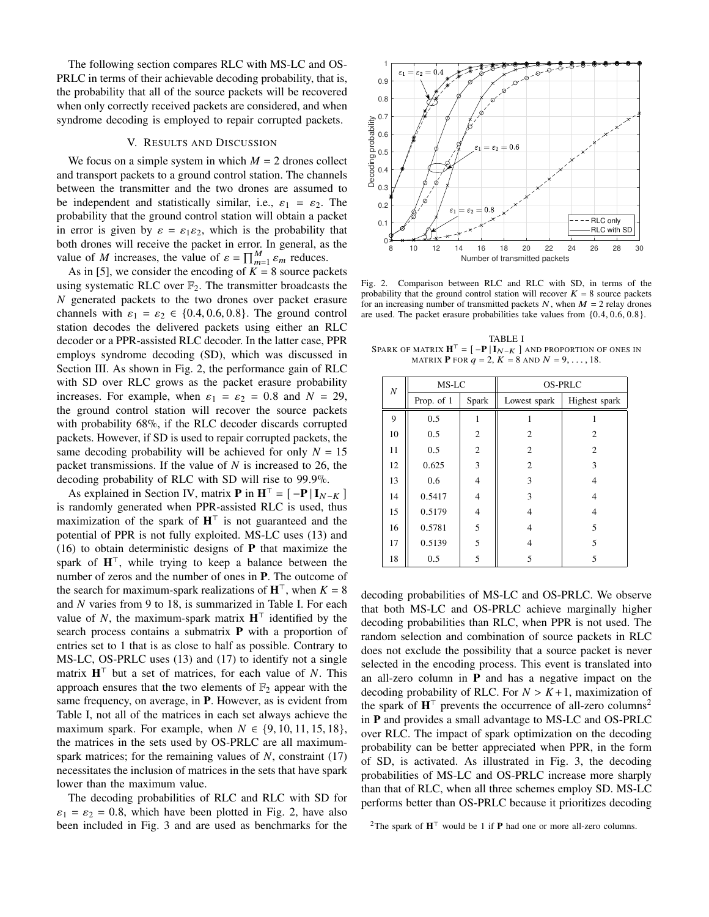The following section compares RLC with MS-LC and OS-PRLC in terms of their achievable decoding probability, that is, the probability that all of the source packets will be recovered when only correctly received packets are considered, and when syndrome decoding is employed to repair corrupted packets.

## V. Results and Discussion

We focus on a simple system in which $M = 2$ drones collect and transport packets to a ground control station. The channels between the transmitter and the two drones are assumed to be independent and statistically similar, i.e., $\varepsilon_1 = \varepsilon_2$. The probability that the ground control station will obtain a packet in error is given by $\varepsilon = \varepsilon_1 \varepsilon_2$, which is the probability that both drones will receive the packet in error. In general, as the value of $M$ increases, the value of $\varepsilon = \prod_{m=1}^{M} \varepsilon_m$ reduces.

As in [5], we consider the encoding of $K = 8$ source packets using systematic RLC over $\mathbb{F}_2$. The transmitter broadcasts the $N$ generated packets to the two drones over packet erasure channels with $\varepsilon_1 = \varepsilon_2 \in \{0.4, 0.6, 0.8\}$. The ground control station decodes the delivered packets using either an RLC decoder or a PPR-assisted RLC decoder. In the latter case, PPR employs syndrome decoding (SD), which was discussed in Section III. As shown in Fig. 2, the performance gain of RLC with SD over RLC grows as the packet erasure probability increases. For example, when $\varepsilon_1 = \varepsilon_2 = 0.8$ and $N = 29$, the ground control station will recover the source packets with probability 68%, if the RLC decoder discards corrupted packets. However, if SD is used to repair corrupted packets, the same decoding probability will be achieved for only $N = 15$ packet transmissions. If the value of $N$ is increased to 26, the decoding probability of RLC with SD will rise to 99.9%.

As explained in Section IV, matrix $\mathbf{P}$ in $\mathbf{H}^\top = [\,-\mathbf{P}\,|\,\mathbf{I}_{N-K}\,]$ is randomly generated when PPR-assisted RLC is used, thus maximization of the spark of $\mathbf{H}^\top$ is not guaranteed and the potential of PPR is not fully exploited. MS-LC uses (13) and (16) to obtain deterministic designs of $\mathbf{P}$ that maximize the spark of $\mathbf{H}^\top$, while trying to keep a balance between the number of zeros and the number of ones in $\mathbf{P}$. The outcome of the search for maximum-spark realizations of $\mathbf{H}^\top$, when $K = 8$ and $N$ varies from 9 to 18, is summarized in Table I. For each value of $N$, the maximum-spark matrix $\mathbf{H}^\top$ identified by the search process contains a submatrix $\mathbf{P}$ with a proportion of entries set to 1 that is as close to half as possible. Contrary to MS-LC, OS-PRLC uses (13) and (17) to identify not a single matrix $\mathbf{H}^\top$ but a set of matrices, for each value of $N$. This approach ensures that the two elements of $\mathbb{F}_2$ appear with the same frequency, on average, in $\mathbf{P}$. However, as is evident from Table I, not all of the matrices in each set always achieve the maximum spark. For example, when $N \in \{9, 10, 11, 15, 18\}$, the matrices in the sets used by OS-PRLC are all maximum-spark matrices; for the remaining values of $N$, constraint (17) necessitates the inclusion of matrices in the sets that have spark lower than the maximum value.

The decoding probabilities of RLC and RLC with SD for $\varepsilon_1 = \varepsilon_2 = 0.8$, which have been plotted in Fig. 2, have also been included in Fig. 3 and are used as benchmarks for the decoding probabilities of MS-LC and OS-PRLC. We observe that both MS-LC and OS-PRLC achieve marginally higher decoding probabilities than RLC, when PPR is not used. The random selection and combination of source packets in RLC does not exclude the possibility that a source packet is never selected in the encoding process. This event is translated into an all-zero column in $\mathbf{P}$ and has a negative impact on the decoding probability of RLC. For $N > K+1$, maximization of the spark of $\mathbf{H}^\top$ prevents the occurrence of all-zero columns[2] in $\mathbf{P}$ and provides a small advantage to MS-LC and OS-PRLC over RLC. The impact of spark optimization on the decoding probability can be better appreciated when PPR, in the form of SD, is activated. As illustrated in Fig. 3, the decoding probabilities of MS-LC and OS-PRLC increase more sharply than that of RLC, when all three schemes employ SD. MS-LC performs better than OS-PRLC because it prioritizes decoding

Fig. 2. Comparison between RLC and RLC with SD, in terms of the probability that the ground control station will recover $K = 8$ source packets for an increasing number of transmitted packets $N$, when $M = 2$ relay drones are used. The packet erasure probabilities take values from $\{0.4, 0.6, 0.8\}$.

TABLE I
SPARK OF MATRIX $\mathbf{H}^\top = [\,-\mathbf{P}\,|\,\mathbf{I}_{N-K}\,]$ AND PROPORTION OF ONES IN MATRIX $\mathbf{P}$ FOR $q = 2$, $K = 8$ AND $N = 9, \ldots, 18$.

| $N$ | MS-LC | | OS-PRLC | |
|---|---|---|---|---|
| | Prop. of 1 | Spark | Lowest spark | Highest spark |
| 9 | 0.5 | 1 | 1 | 1 |
| 10 | 0.5 | 2 | 2 | 2 |
| 11 | 0.5 | 2 | 2 | 2 |
| 12 | 0.625 | 3 | 2 | 3 |
| 13 | 0.6 | 4 | 3 | 4 |
| 14 | 0.5417 | 4 | 3 | 4 |
| 15 | 0.5179 | 4 | 4 | 4 |
| 16 | 0.5781 | 5 | 4 | 5 |
| 17 | 0.5139 | 5 | 4 | 5 |
| 18 | 0.5 | 5 | 5 | 5 |

[2] The spark of $\mathbf{H}^\top$ would be 1 if $\mathbf{P}$ had one or more all-zero columns.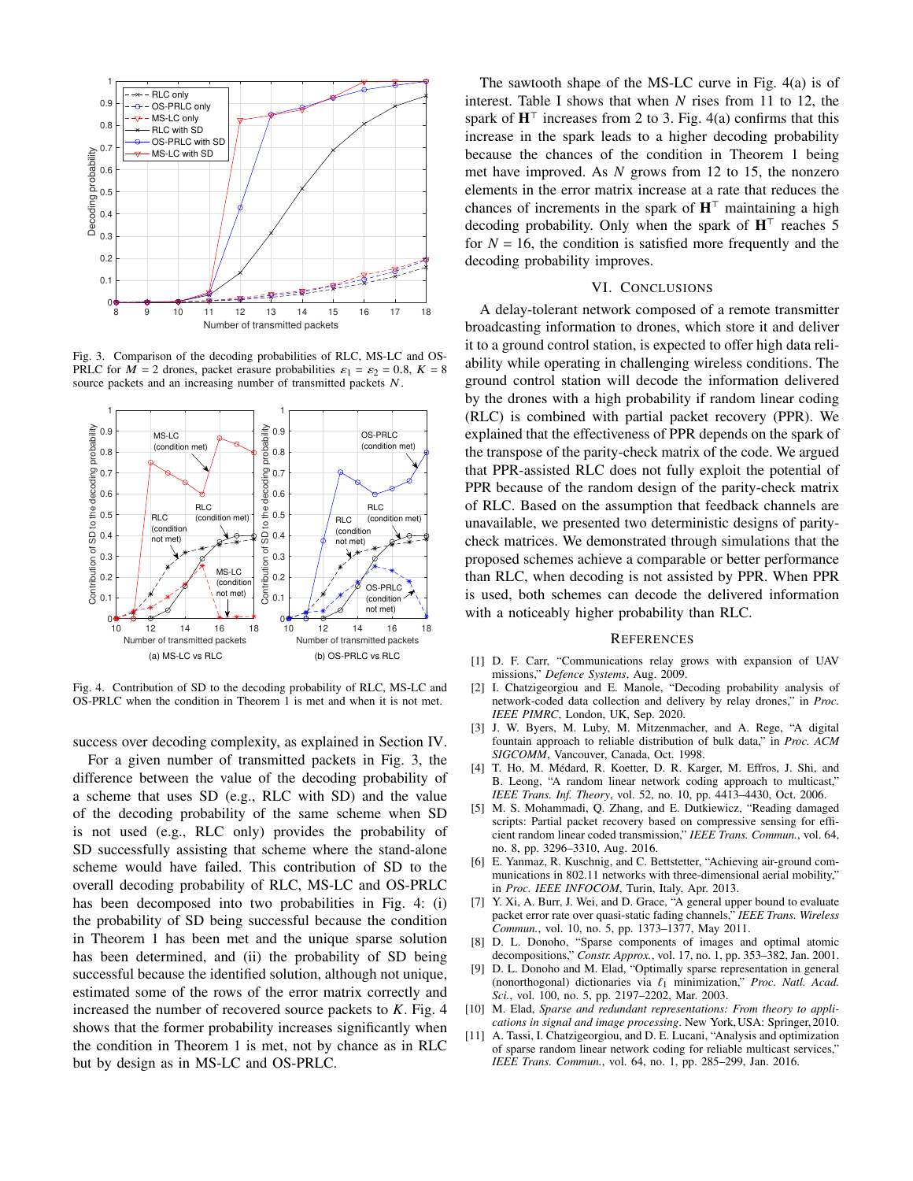1
0.9
0.8
0.7
0.6
0.5
0.4
0.3
0.2
0.1
0
Decoding probability
8 9 10 11 12 13 14 15 16 17 18
Number of transmitted packets
RLC only
OS-PRLC only
MS-LC only
RLC with SD
OS-PRLC with SD
MS-LC with SD

Fig. 3. Comparison of the decoding probabilities of RLC, MS-LC and OS-PRLC for $M = 2$ drones, packet erasure probabilities $\varepsilon_1 = \varepsilon_2 = 0.8$, $K = 8$ source packets and an increasing number of transmitted packets $N$.

Contribution of SD to the decoding probability
MS-LC (condition met)
RLC (condition not met)
RLC (condition met)
MS-LC (condition not met)
Number of transmitted packets
(a) MS-LC vs RLC

OS-PRLC (condition met)
RLC (condition not met)
RLC (condition met)
OS-PRLC (condition not met)
Number of transmitted packets
(b) OS-PRLC vs RLC

Fig. 4. Contribution of SD to the decoding probability of RLC, MS-LC and OS-PRLC when the condition in Theorem 1 is met and when it is not met.

success over decoding complexity, as explained in Section IV.

For a given number of transmitted packets in Fig. 3, the difference between the value of the decoding probability of a scheme that uses SD (e.g., RLC with SD) and the value of the decoding probability of the same scheme when SD is not used (e.g., RLC only) provides the probability of SD successfully assisting that scheme where the stand-alone scheme would have failed. This contribution of SD to the overall decoding probability of RLC, MS-LC and OS-PRLC has been decomposed into two probabilities in Fig. 4: (i) the probability of SD being successful because the condition in Theorem 1 has been met and the unique sparse solution has been determined, and (ii) the probability of SD being successful because the identified solution, although not unique, estimated some of the rows of the error matrix correctly and increased the number of recovered source packets to $K$. Fig. 4 shows that the former probability increases significantly when the condition in Theorem 1 is met, not by chance as in RLC but by design as in MS-LC and OS-PRLC.

The sawtooth shape of the MS-LC curve in Fig. 4(a) is of interest. Table I shows that when $N$ rises from 11 to 12, the spark of $\mathbf{H}^\top$ increases from 2 to 3. Fig. 4(a) confirms that this increase in the spark leads to a higher decoding probability because the chances of the condition in Theorem 1 being met have improved. As $N$ grows from 12 to 15, the nonzero elements in the error matrix increase at a rate that reduces the chances of increments in the spark of $\mathbf{H}^\top$ maintaining a high decoding probability. Only when the spark of $\mathbf{H}^\top$ reaches 5 for $N = 16$, the condition is satisfied more frequently and the decoding probability improves.

## VI. Conclusions

A delay-tolerant network composed of a remote transmitter broadcasting information to drones, which store it and deliver it to a ground control station, is expected to offer high data reliability while operating in challenging wireless conditions. The ground control station will decode the information delivered by the drones with a high probability if random linear coding (RLC) is combined with partial packet recovery (PPR). We explained that the effectiveness of PPR depends on the spark of the transpose of the parity-check matrix of the code. We argued that PPR-assisted RLC does not fully exploit the potential of PPR because of the random design of the parity-check matrix of RLC. Based on the assumption that feedback channels are unavailable, we presented two deterministic designs of parity-check matrices. We demonstrated through simulations that the proposed schemes achieve a comparable or better performance than RLC, when decoding is not assisted by PPR. When PPR is used, both schemes can decode the delivered information with a noticeably higher probability than RLC.

## References

[1] D. F. Carr, "Communications relay grows with expansion of UAV missions," *Defence Systems*, Aug. 2009.

[2] I. Chatzigeorgiou and E. Manole, "Decoding probability analysis of network-coded data collection and delivery by relay drones," in *Proc. IEEE PIMRC*, London, UK, Sep. 2020.

[3] J. W. Byers, M. Luby, M. Mitzenmacher, and A. Rege, "A digital fountain approach to reliable distribution of bulk data," in *Proc. ACM SIGCOMM*, Vancouver, Canada, Oct. 1998.

[4] T. Ho, M. Médard, R. Koetter, D. R. Karger, M. Effros, J. Shi, and B. Leong, "A random linear network coding approach to multicast," *IEEE Trans. Inf. Theory*, vol. 52, no. 10, pp. 4413–4430, Oct. 2006.

[5] M. S. Mohammadi, Q. Zhang, and E. Dutkiewicz, "Reading damaged scripts: Partial packet recovery based on compressive sensing for efficient random linear coded transmission," *IEEE Trans. Commun.*, vol. 64, no. 8, pp. 3296–3310, Aug. 2016.

[6] E. Yanmaz, R. Kuschnig, and C. Bettstetter, "Achieving air-ground communications in 802.11 networks with three-dimensional aerial mobility," in *Proc. IEEE INFOCOM*, Turin, Italy, Apr. 2013.

[7] Y. Xi, A. Burr, J. Wei, and D. Grace, "A general upper bound to evaluate packet error rate over quasi-static fading channels," *IEEE Trans. Wireless Commun.*, vol. 10, no. 5, pp. 1373–1377, May 2011.

[8] D. L. Donoho, "Sparse components of images and optimal atomic decompositions," *Constr. Approx.*, vol. 17, no. 1, pp. 353–382, Jan. 2001.

[9] D. L. Donoho and M. Elad, "Optimally sparse representation in general (nonorthogonal) dictionaries via $\ell_1$ minimization," *Proc. Natl. Acad. Sci.*, vol. 100, no. 5, pp. 2197–2202, Mar. 2003.

[10] M. Elad, *Sparse and redundant representations: From theory to applications in signal and image processing*. New York, USA: Springer, 2010.

[11] A. Tassi, I. Chatzigeorgiou, and D. E. Lucani, "Analysis and optimization of sparse random linear network coding for reliable multicast services," *IEEE Trans. Commun.*, vol. 64, no. 1, pp. 285–299, Jan. 2016.